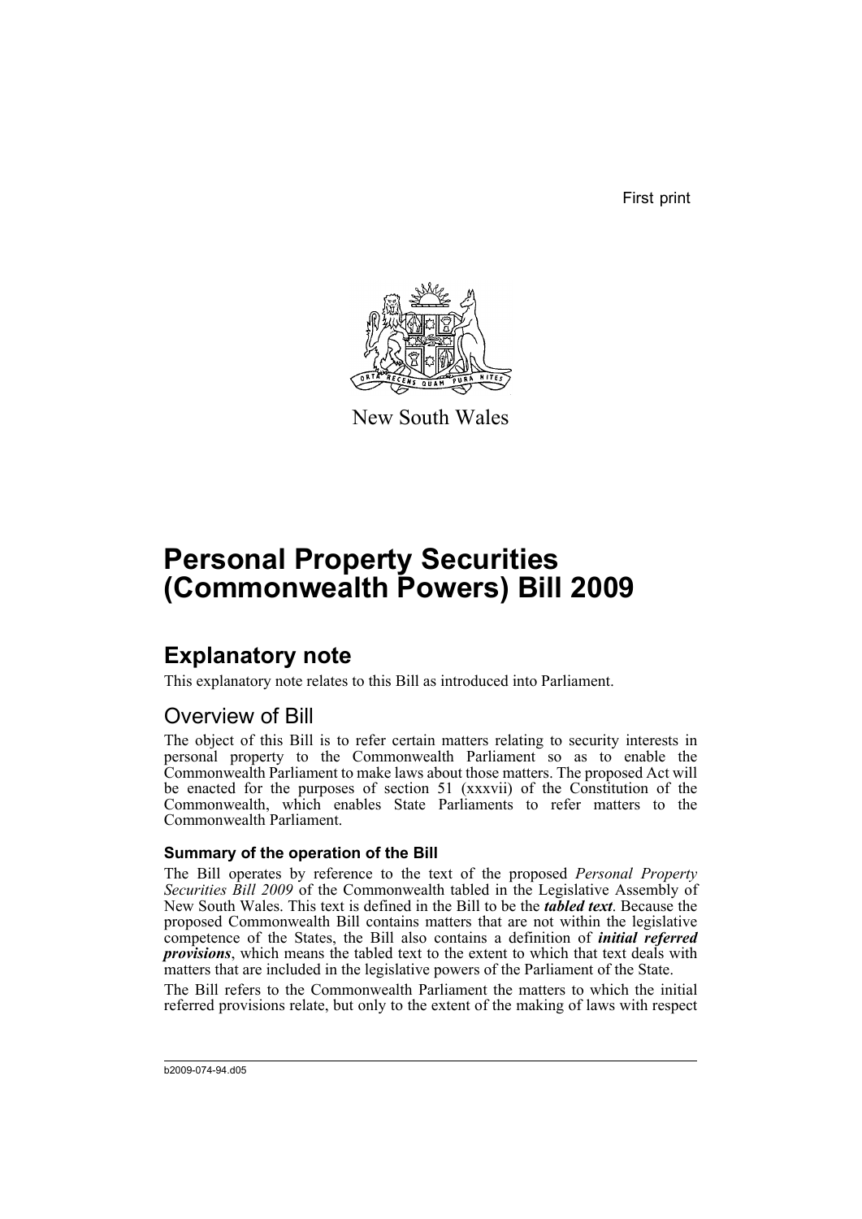First print

New South Wales

# Personal Property Securities (Commonwealth Powers) Bill 2009

## Explanatory note

This explanatory note relates to this Bill as introduced into Parliament.

## Overview of Bill

The object of this Bill is to refer certain matters relating to security interests in personal property to the Commonwealth Parliament so as to enable the Commonwealth Parliament to make laws about those matters. The proposed Act will be enacted for the purposes of section 51 (xxxvii) of the Constitution of the Commonwealth, which enables State Parliaments to refer matters to the Commonwealth Parliament.

### Summary of the operation of the Bill

The Bill operates by reference to the text of the proposed *Personal Property Securities Bill 2009* of the Commonwealth tabled in the Legislative Assembly of New South Wales. This text is defined in the Bill to be the ***tabled text***. Because the proposed Commonwealth Bill contains matters that are not within the legislative competence of the States, the Bill also contains a definition of ***initial referred provisions***, which means the tabled text to the extent to which that text deals with matters that are included in the legislative powers of the Parliament of the State.

The Bill refers to the Commonwealth Parliament the matters to which the initial referred provisions relate, but only to the extent of the making of laws with respect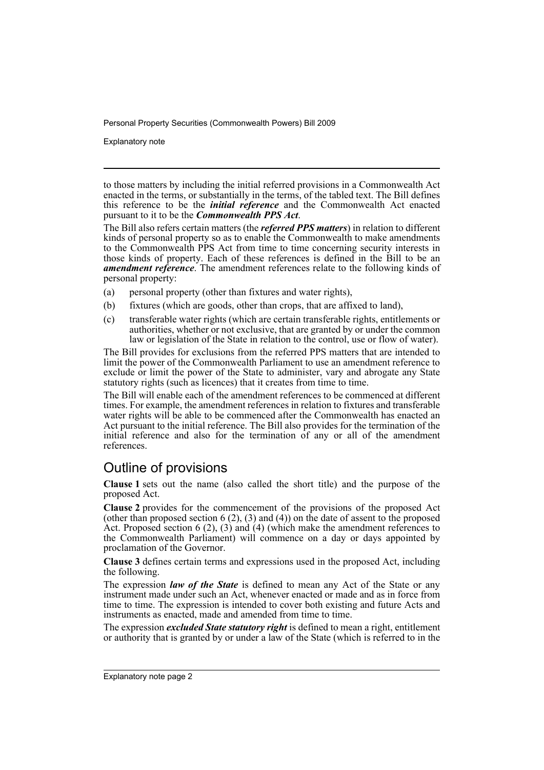to those matters by including the initial referred provisions in a Commonwealth Act enacted in the terms, or substantially in the terms, of the tabled text. The Bill defines this reference to be the ***initial reference*** and the Commonwealth Act enacted pursuant to it to be the ***Commonwealth PPS Act***.

The Bill also refers certain matters (the ***referred PPS matters***) in relation to different kinds of personal property so as to enable the Commonwealth to make amendments to the Commonwealth PPS Act from time to time concerning security interests in those kinds of property. Each of these references is defined in the Bill to be an ***amendment reference***. The amendment references relate to the following kinds of personal property:

(a) personal property (other than fixtures and water rights),

(b) fixtures (which are goods, other than crops, that are affixed to land),

(c) transferable water rights (which are certain transferable rights, entitlements or authorities, whether or not exclusive, that are granted by or under the common law or legislation of the State in relation to the control, use or flow of water).

The Bill provides for exclusions from the referred PPS matters that are intended to limit the power of the Commonwealth Parliament to use an amendment reference to exclude or limit the power of the State to administer, vary and abrogate any State statutory rights (such as licences) that it creates from time to time.

The Bill will enable each of the amendment references to be commenced at different times. For example, the amendment references in relation to fixtures and transferable water rights will be able to be commenced after the Commonwealth has enacted an Act pursuant to the initial reference. The Bill also provides for the termination of the initial reference and also for the termination of any or all of the amendment references.

## Outline of provisions

**Clause 1** sets out the name (also called the short title) and the purpose of the proposed Act.

**Clause 2** provides for the commencement of the provisions of the proposed Act (other than proposed section 6 (2), (3) and (4)) on the date of assent to the proposed Act. Proposed section 6 (2), (3) and (4) (which make the amendment references to the Commonwealth Parliament) will commence on a day or days appointed by proclamation of the Governor.

**Clause 3** defines certain terms and expressions used in the proposed Act, including the following.

The expression ***law of the State*** is defined to mean any Act of the State or any instrument made under such an Act, whenever enacted or made and as in force from time to time. The expression is intended to cover both existing and future Acts and instruments as enacted, made and amended from time to time.

The expression ***excluded State statutory right*** is defined to mean a right, entitlement or authority that is granted by or under a law of the State (which is referred to in the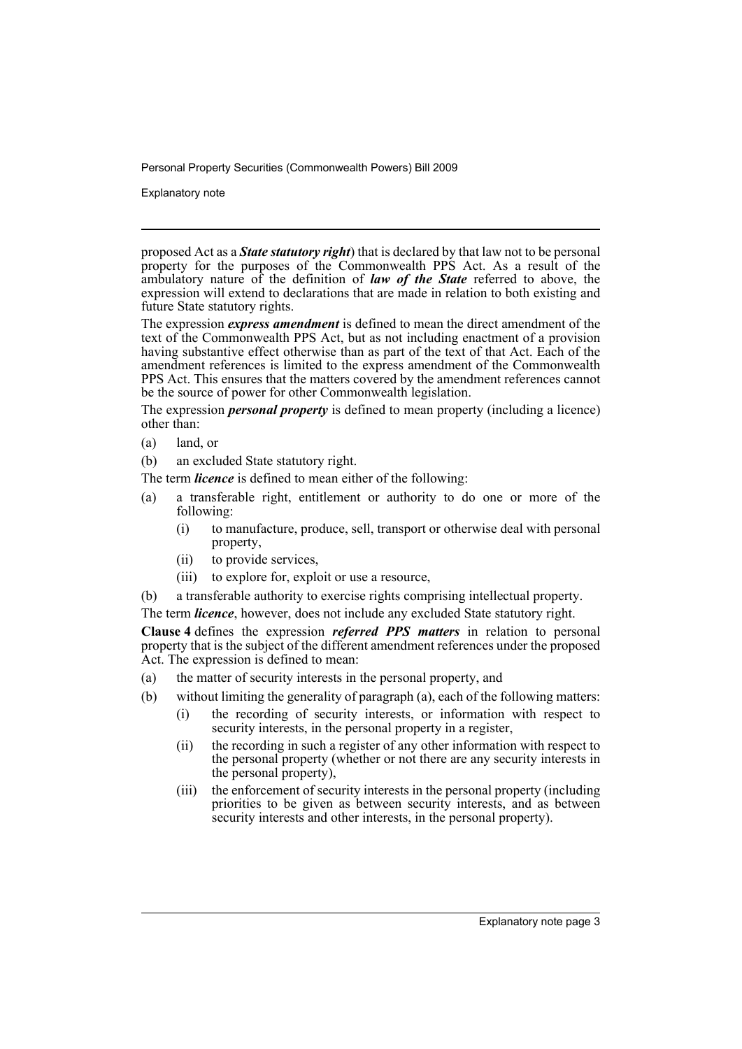proposed Act as a ***State statutory right***) that is declared by that law not to be personal property for the purposes of the Commonwealth PPS Act. As a result of the ambulatory nature of the definition of ***law of the State*** referred to above, the expression will extend to declarations that are made in relation to both existing and future State statutory rights.

The expression ***express amendment*** is defined to mean the direct amendment of the text of the Commonwealth PPS Act, but as not including enactment of a provision having substantive effect otherwise than as part of the text of that Act. Each of the amendment references is limited to the express amendment of the Commonwealth PPS Act. This ensures that the matters covered by the amendment references cannot be the source of power for other Commonwealth legislation.

The expression ***personal property*** is defined to mean property (including a licence) other than:

(a) land, or

(b) an excluded State statutory right.

The term ***licence*** is defined to mean either of the following:

(a) a transferable right, entitlement or authority to do one or more of the following:

  (i) to manufacture, produce, sell, transport or otherwise deal with personal property,

  (ii) to provide services,

  (iii) to explore for, exploit or use a resource,

(b) a transferable authority to exercise rights comprising intellectual property.

The term ***licence***, however, does not include any excluded State statutory right.

**Clause 4** defines the expression ***referred PPS matters*** in relation to personal property that is the subject of the different amendment references under the proposed Act. The expression is defined to mean:

(a) the matter of security interests in the personal property, and

(b) without limiting the generality of paragraph (a), each of the following matters:

  (i) the recording of security interests, or information with respect to security interests, in the personal property in a register,

  (ii) the recording in such a register of any other information with respect to the personal property (whether or not there are any security interests in the personal property),

  (iii) the enforcement of security interests in the personal property (including priorities to be given as between security interests, and as between security interests and other interests, in the personal property).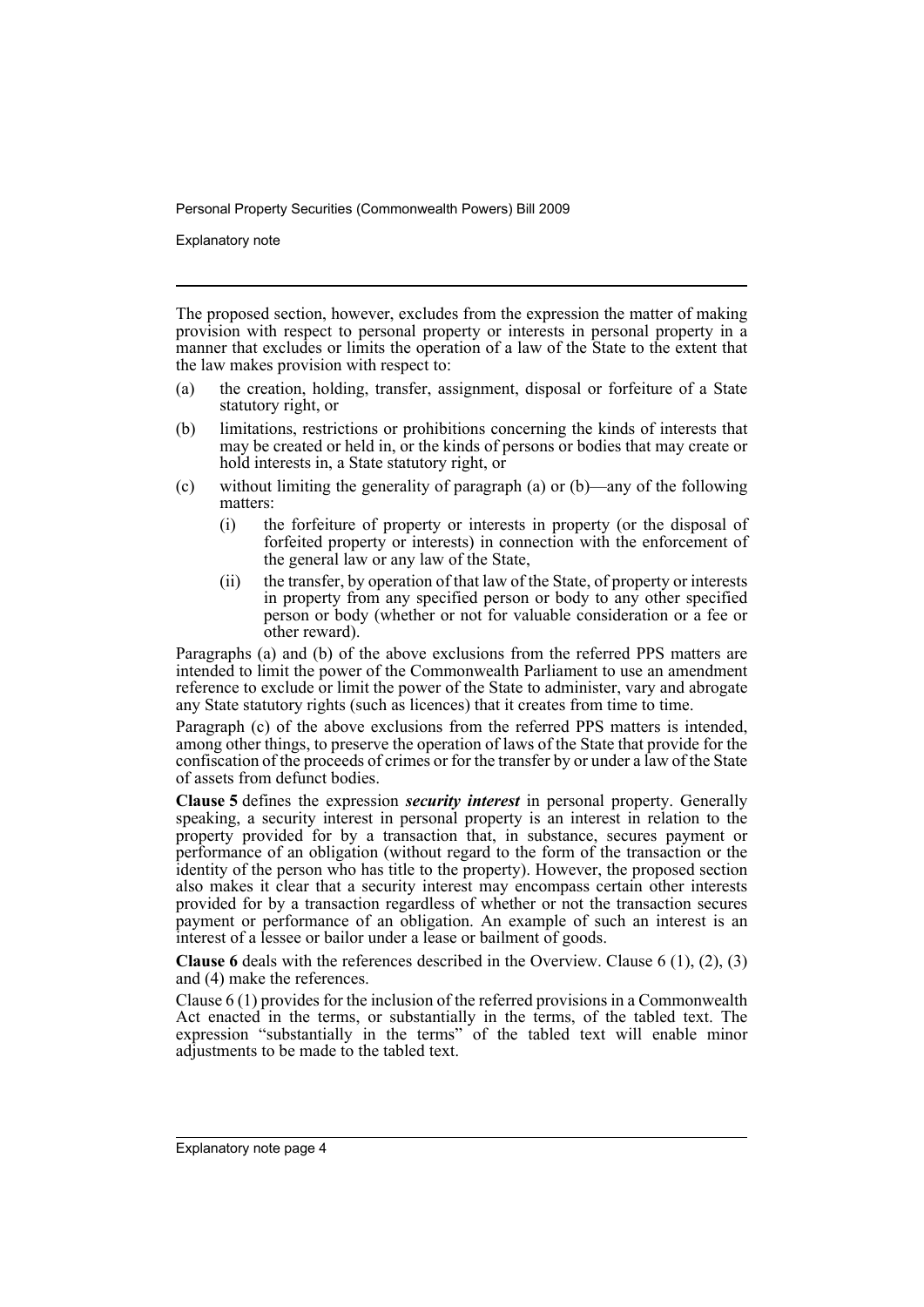The proposed section, however, excludes from the expression the matter of making provision with respect to personal property or interests in personal property in a manner that excludes or limits the operation of a law of the State to the extent that the law makes provision with respect to:

(a) the creation, holding, transfer, assignment, disposal or forfeiture of a State statutory right, or

(b) limitations, restrictions or prohibitions concerning the kinds of interests that may be created or held in, or the kinds of persons or bodies that may create or hold interests in, a State statutory right, or

(c) without limiting the generality of paragraph (a) or (b)—any of the following matters:

 (i) the forfeiture of property or interests in property (or the disposal of forfeited property or interests) in connection with the enforcement of the general law or any law of the State,

 (ii) the transfer, by operation of that law of the State, of property or interests in property from any specified person or body to any other specified person or body (whether or not for valuable consideration or a fee or other reward).

Paragraphs (a) and (b) of the above exclusions from the referred PPS matters are intended to limit the power of the Commonwealth Parliament to use an amendment reference to exclude or limit the power of the State to administer, vary and abrogate any State statutory rights (such as licences) that it creates from time to time.

Paragraph (c) of the above exclusions from the referred PPS matters is intended, among other things, to preserve the operation of laws of the State that provide for the confiscation of the proceeds of crimes or for the transfer by or under a law of the State of assets from defunct bodies.

**Clause 5** defines the expression ***security interest*** in personal property. Generally speaking, a security interest in personal property is an interest in relation to the property provided for by a transaction that, in substance, secures payment or performance of an obligation (without regard to the form of the transaction or the identity of the person who has title to the property). However, the proposed section also makes it clear that a security interest may encompass certain other interests provided for by a transaction regardless of whether or not the transaction secures payment or performance of an obligation. An example of such an interest is an interest of a lessee or bailor under a lease or bailment of goods.

**Clause 6** deals with the references described in the Overview. Clause 6 (1), (2), (3) and (4) make the references.

Clause 6 (1) provides for the inclusion of the referred provisions in a Commonwealth Act enacted in the terms, or substantially in the terms, of the tabled text. The expression "substantially in the terms" of the tabled text will enable minor adjustments to be made to the tabled text.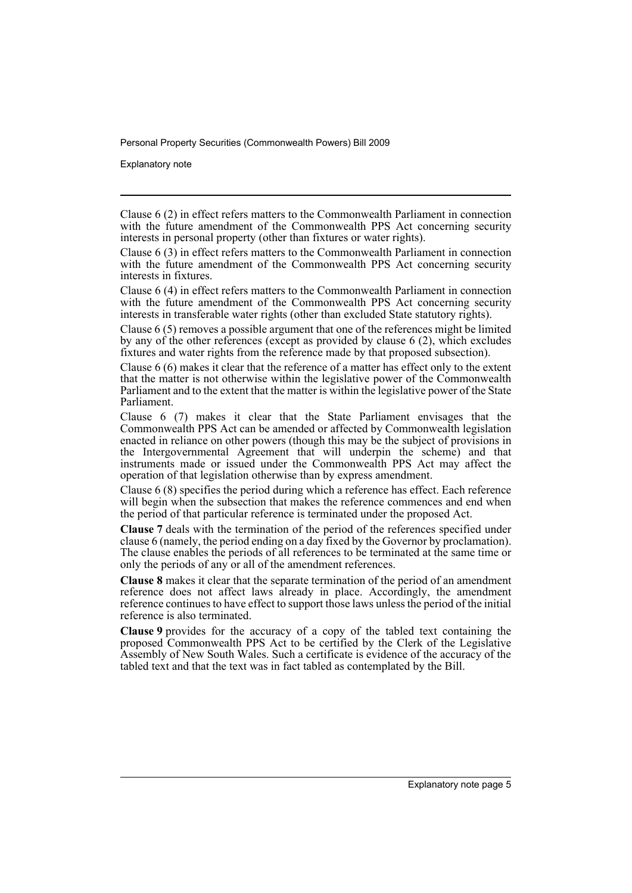Clause 6 (2) in effect refers matters to the Commonwealth Parliament in connection with the future amendment of the Commonwealth PPS Act concerning security interests in personal property (other than fixtures or water rights).

Clause 6 (3) in effect refers matters to the Commonwealth Parliament in connection with the future amendment of the Commonwealth PPS Act concerning security interests in fixtures.

Clause 6 (4) in effect refers matters to the Commonwealth Parliament in connection with the future amendment of the Commonwealth PPS Act concerning security interests in transferable water rights (other than excluded State statutory rights).

Clause 6 (5) removes a possible argument that one of the references might be limited by any of the other references (except as provided by clause 6 (2), which excludes fixtures and water rights from the reference made by that proposed subsection).

Clause 6 (6) makes it clear that the reference of a matter has effect only to the extent that the matter is not otherwise within the legislative power of the Commonwealth Parliament and to the extent that the matter is within the legislative power of the State Parliament.

Clause 6 (7) makes it clear that the State Parliament envisages that the Commonwealth PPS Act can be amended or affected by Commonwealth legislation enacted in reliance on other powers (though this may be the subject of provisions in the Intergovernmental Agreement that will underpin the scheme) and that instruments made or issued under the Commonwealth PPS Act may affect the operation of that legislation otherwise than by express amendment.

Clause 6 (8) specifies the period during which a reference has effect. Each reference will begin when the subsection that makes the reference commences and end when the period of that particular reference is terminated under the proposed Act.

**Clause 7** deals with the termination of the period of the references specified under clause 6 (namely, the period ending on a day fixed by the Governor by proclamation). The clause enables the periods of all references to be terminated at the same time or only the periods of any or all of the amendment references.

**Clause 8** makes it clear that the separate termination of the period of an amendment reference does not affect laws already in place. Accordingly, the amendment reference continues to have effect to support those laws unless the period of the initial reference is also terminated.

**Clause 9** provides for the accuracy of a copy of the tabled text containing the proposed Commonwealth PPS Act to be certified by the Clerk of the Legislative Assembly of New South Wales. Such a certificate is evidence of the accuracy of the tabled text and that the text was in fact tabled as contemplated by the Bill.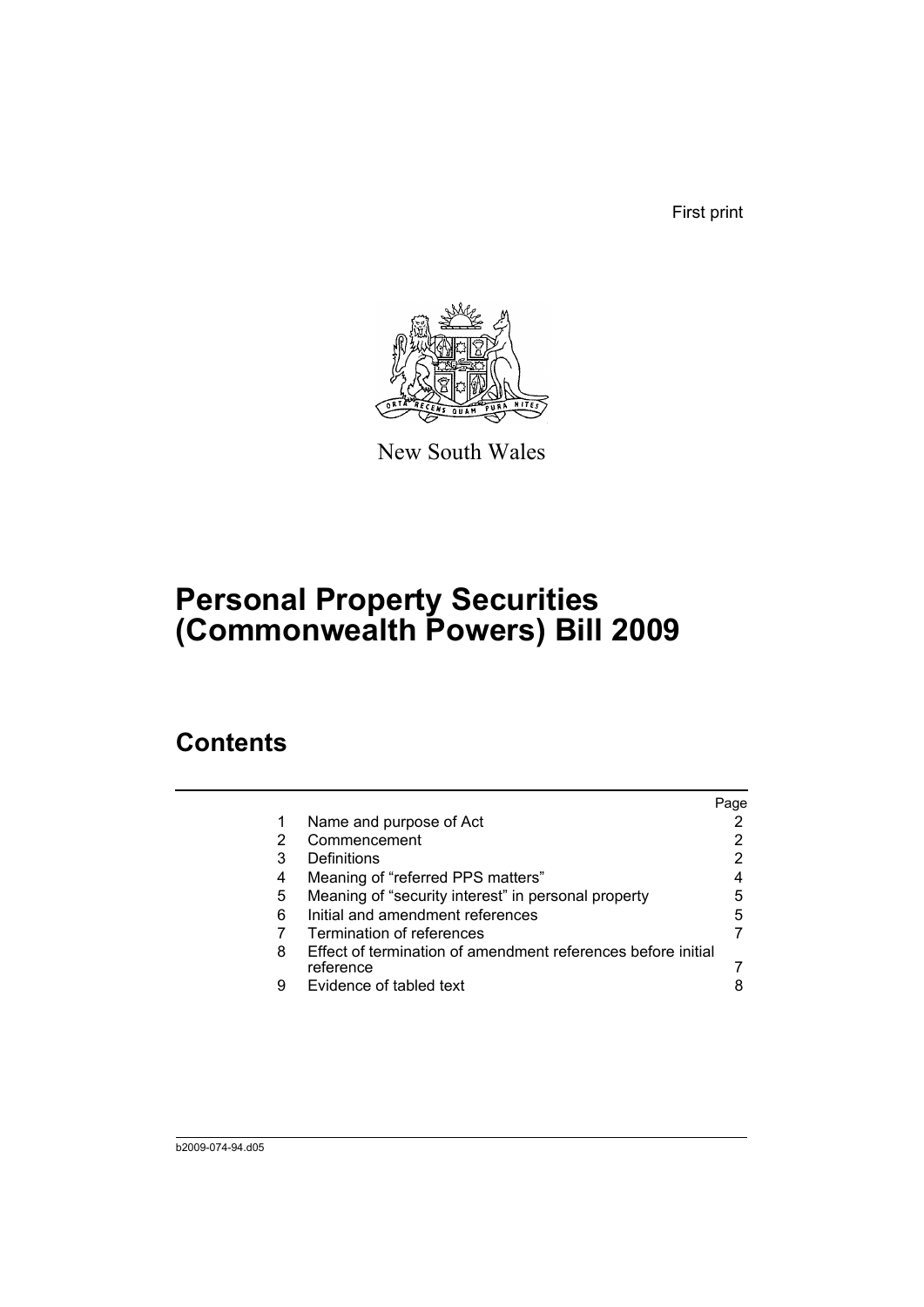First print

New South Wales

# Personal Property Securities (Commonwealth Powers) Bill 2009

## Contents

| | | Page |
|---|---|---|
| 1 | Name and purpose of Act | 2 |
| 2 | Commencement | 2 |
| 3 | Definitions | 2 |
| 4 | Meaning of "referred PPS matters" | 4 |
| 5 | Meaning of "security interest" in personal property | 5 |
| 6 | Initial and amendment references | 5 |
| 7 | Termination of references | 7 |
| 8 | Effect of termination of amendment references before initial reference | 7 |
| 9 | Evidence of tabled text | 8 |

b2009-074-94.d05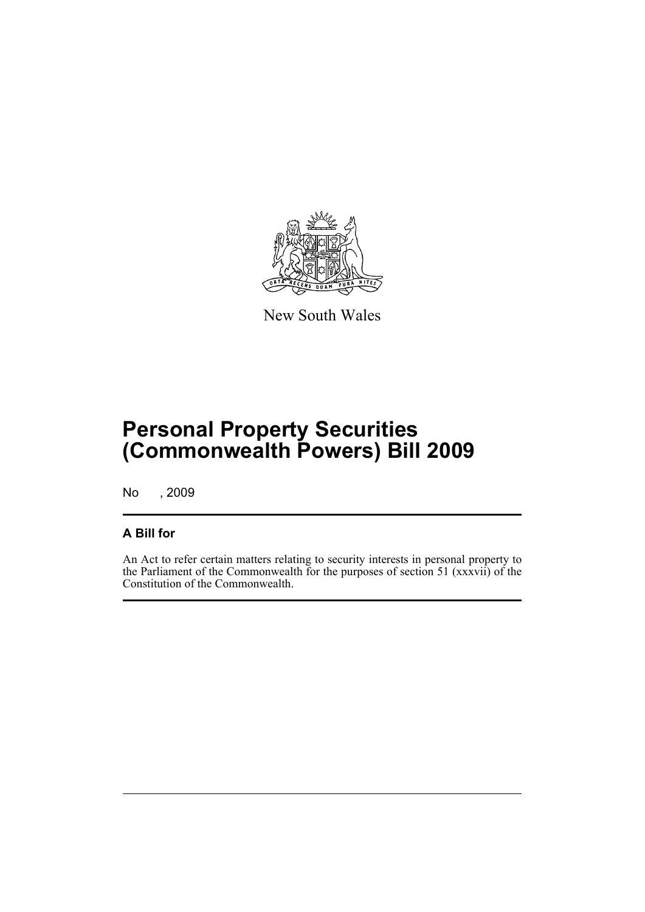New South Wales

# Personal Property Securities (Commonwealth Powers) Bill 2009

No , 2009

## A Bill for

An Act to refer certain matters relating to security interests in personal property to the Parliament of the Commonwealth for the purposes of section 51 (xxxvii) of the Constitution of the Commonwealth.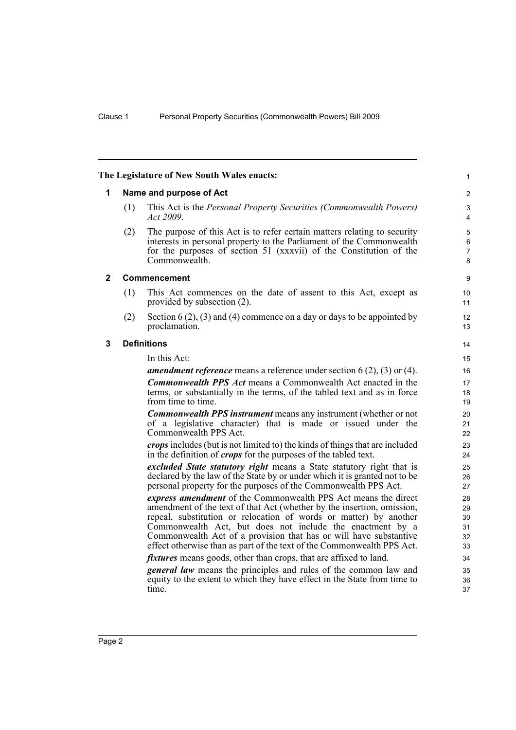The Legislature of New South Wales enacts:

## 1 Name and purpose of Act

(1) This Act is the *Personal Property Securities (Commonwealth Powers) Act 2009*.

(2) The purpose of this Act is to refer certain matters relating to security interests in personal property to the Parliament of the Commonwealth for the purposes of section 51 (xxxvii) of the Constitution of the Commonwealth.

## 2 Commencement

(1) This Act commences on the date of assent to this Act, except as provided by subsection (2).

(2) Section 6 (2), (3) and (4) commence on a day or days to be appointed by proclamation.

## 3 Definitions

In this Act:

***amendment reference*** means a reference under section 6 (2), (3) or (4).

***Commonwealth PPS Act*** means a Commonwealth Act enacted in the terms, or substantially in the terms, of the tabled text and as in force from time to time.

***Commonwealth PPS instrument*** means any instrument (whether or not of a legislative character) that is made or issued under the Commonwealth PPS Act.

***crops*** includes (but is not limited to) the kinds of things that are included in the definition of ***crops*** for the purposes of the tabled text.

***excluded State statutory right*** means a State statutory right that is declared by the law of the State by or under which it is granted not to be personal property for the purposes of the Commonwealth PPS Act.

***express amendment*** of the Commonwealth PPS Act means the direct amendment of the text of that Act (whether by the insertion, omission, repeal, substitution or relocation of words or matter) by another Commonwealth Act, but does not include the enactment by a Commonwealth Act of a provision that has or will have substantive effect otherwise than as part of the text of the Commonwealth PPS Act.

***fixtures*** means goods, other than crops, that are affixed to land.

***general law*** means the principles and rules of the common law and equity to the extent to which they have effect in the State from time to time.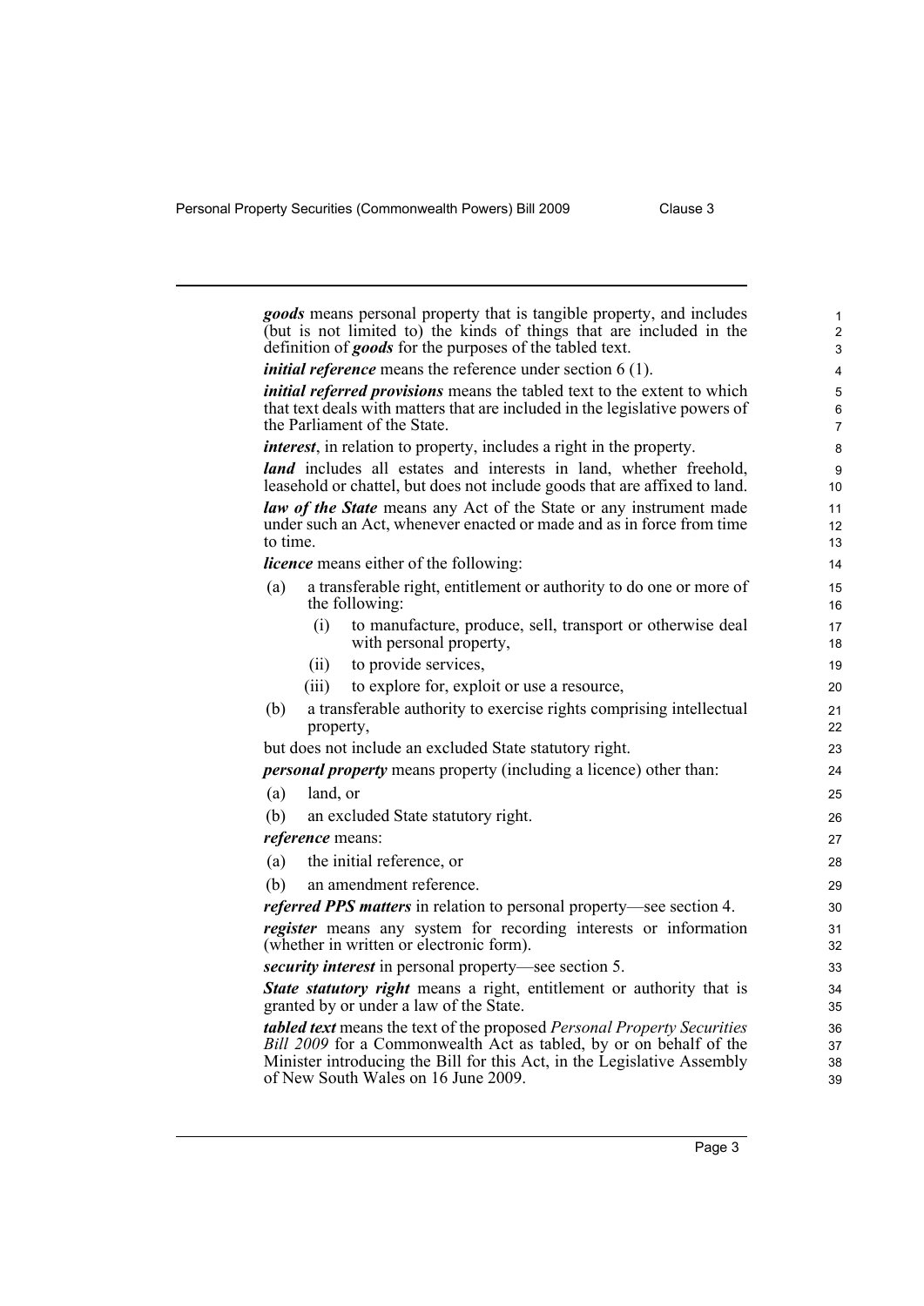***goods*** means personal property that is tangible property, and includes (but is not limited to) the kinds of things that are included in the definition of ***goods*** for the purposes of the tabled text.

***initial reference*** means the reference under section 6 (1).

***initial referred provisions*** means the tabled text to the extent to which that text deals with matters that are included in the legislative powers of the Parliament of the State.

***interest***, in relation to property, includes a right in the property.

***land*** includes all estates and interests in land, whether freehold, leasehold or chattel, but does not include goods that are affixed to land.

***law of the State*** means any Act of the State or any instrument made under such an Act, whenever enacted or made and as in force from time to time.

***licence*** means either of the following:

(a) a transferable right, entitlement or authority to do one or more of the following:

   (i) to manufacture, produce, sell, transport or otherwise deal with personal property,

   (ii) to provide services,

   (iii) to explore for, exploit or use a resource,

(b) a transferable authority to exercise rights comprising intellectual property,

but does not include an excluded State statutory right.

***personal property*** means property (including a licence) other than:

(a) land, or

(b) an excluded State statutory right.

***reference*** means:

(a) the initial reference, or

(b) an amendment reference.

***referred PPS matters*** in relation to personal property—see section 4.

***register*** means any system for recording interests or information (whether in written or electronic form).

***security interest*** in personal property—see section 5.

***State statutory right*** means a right, entitlement or authority that is granted by or under a law of the State.

***tabled text*** means the text of the proposed *Personal Property Securities Bill 2009* for a Commonwealth Act as tabled, by or on behalf of the Minister introducing the Bill for this Act, in the Legislative Assembly of New South Wales on 16 June 2009.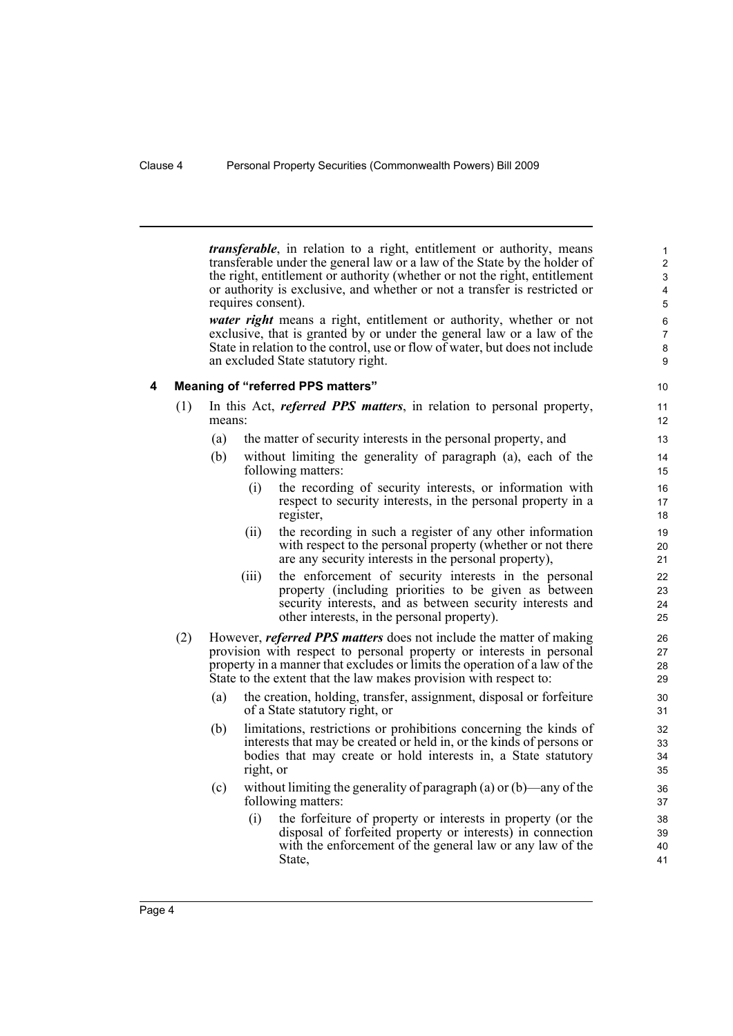***transferable***, in relation to a right, entitlement or authority, means transferable under the general law or a law of the State by the holder of the right, entitlement or authority (whether or not the right, entitlement or authority is exclusive, and whether or not a transfer is restricted or requires consent).

***water right*** means a right, entitlement or authority, whether or not exclusive, that is granted by or under the general law or a law of the State in relation to the control, use or flow of water, but does not include an excluded State statutory right.

### 4 Meaning of "referred PPS matters"

(1) In this Act, ***referred PPS matters***, in relation to personal property, means:

- (a) the matter of security interests in the personal property, and
- (b) without limiting the generality of paragraph (a), each of the following matters:
  - (i) the recording of security interests, or information with respect to security interests, in the personal property in a register,
  - (ii) the recording in such a register of any other information with respect to the personal property (whether or not there are any security interests in the personal property),
  - (iii) the enforcement of security interests in the personal property (including priorities to be given as between security interests, and as between security interests and other interests, in the personal property).

(2) However, ***referred PPS matters*** does not include the matter of making provision with respect to personal property or interests in personal property in a manner that excludes or limits the operation of a law of the State to the extent that the law makes provision with respect to:

- (a) the creation, holding, transfer, assignment, disposal or forfeiture of a State statutory right, or
- (b) limitations, restrictions or prohibitions concerning the kinds of interests that may be created or held in, or the kinds of persons or bodies that may create or hold interests in, a State statutory right, or
- (c) without limiting the generality of paragraph (a) or (b)—any of the following matters:
  - (i) the forfeiture of property or interests in property (or the disposal of forfeited property or interests) in connection with the enforcement of the general law or any law of the State,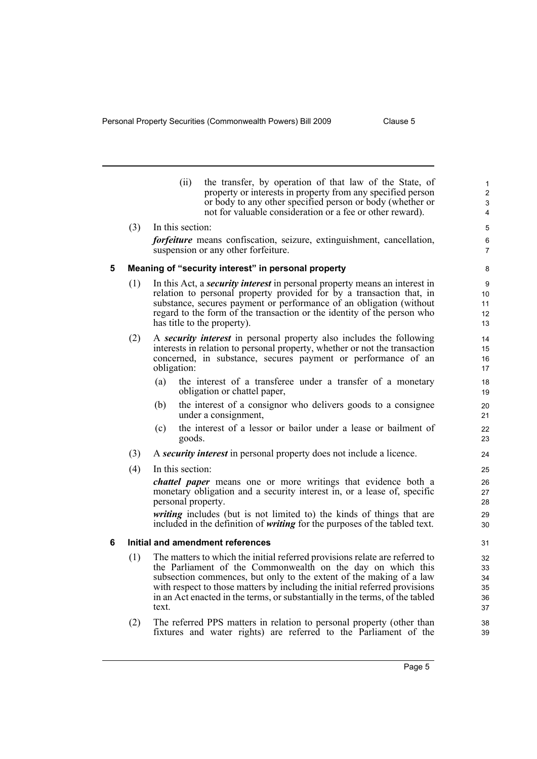(ii) the transfer, by operation of that law of the State, of property or interests in property from any specified person or body to any other specified person or body (whether or not for valuable consideration or a fee or other reward).

(3) In this section:

***forfeiture*** means confiscation, seizure, extinguishment, cancellation, suspension or any other forfeiture.

## 5 Meaning of "security interest" in personal property

(1) In this Act, a ***security interest*** in personal property means an interest in relation to personal property provided for by a transaction that, in substance, secures payment or performance of an obligation (without regard to the form of the transaction or the identity of the person who has title to the property).

(2) A ***security interest*** in personal property also includes the following interests in relation to personal property, whether or not the transaction concerned, in substance, secures payment or performance of an obligation:

(a) the interest of a transferee under a transfer of a monetary obligation or chattel paper,

(b) the interest of a consignor who delivers goods to a consignee under a consignment,

(c) the interest of a lessor or bailor under a lease or bailment of goods.

(3) A ***security interest*** in personal property does not include a licence.

(4) In this section:

***chattel paper*** means one or more writings that evidence both a monetary obligation and a security interest in, or a lease of, specific personal property.

***writing*** includes (but is not limited to) the kinds of things that are included in the definition of ***writing*** for the purposes of the tabled text.

## 6 Initial and amendment references

(1) The matters to which the initial referred provisions relate are referred to the Parliament of the Commonwealth on the day on which this subsection commences, but only to the extent of the making of a law with respect to those matters by including the initial referred provisions in an Act enacted in the terms, or substantially in the terms, of the tabled text.

(2) The referred PPS matters in relation to personal property (other than fixtures and water rights) are referred to the Parliament of the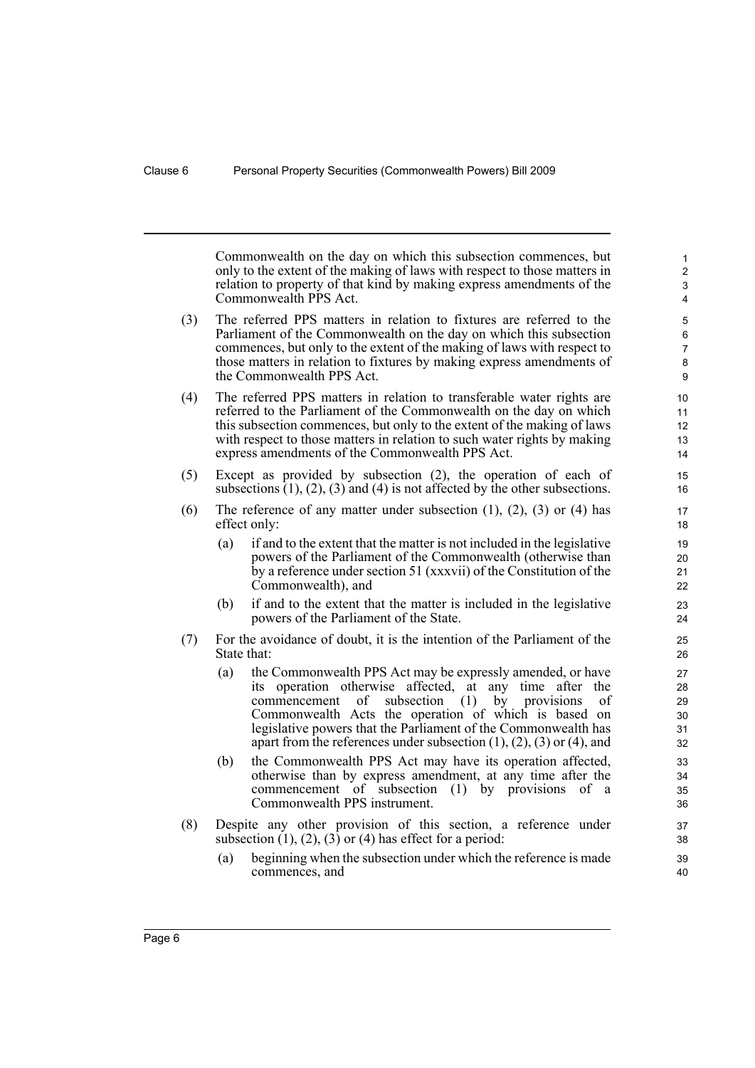Commonwealth on the day on which this subsection commences, but only to the extent of the making of laws with respect to those matters in relation to property of that kind by making express amendments of the Commonwealth PPS Act.

(3) The referred PPS matters in relation to fixtures are referred to the Parliament of the Commonwealth on the day on which this subsection commences, but only to the extent of the making of laws with respect to those matters in relation to fixtures by making express amendments of the Commonwealth PPS Act.

(4) The referred PPS matters in relation to transferable water rights are referred to the Parliament of the Commonwealth on the day on which this subsection commences, but only to the extent of the making of laws with respect to those matters in relation to such water rights by making express amendments of the Commonwealth PPS Act.

(5) Except as provided by subsection (2), the operation of each of subsections (1), (2), (3) and (4) is not affected by the other subsections.

(6) The reference of any matter under subsection (1), (2), (3) or (4) has effect only:

- (a) if and to the extent that the matter is not included in the legislative powers of the Parliament of the Commonwealth (otherwise than by a reference under section 51 (xxxvii) of the Constitution of the Commonwealth), and
- (b) if and to the extent that the matter is included in the legislative powers of the Parliament of the State.

(7) For the avoidance of doubt, it is the intention of the Parliament of the State that:

- (a) the Commonwealth PPS Act may be expressly amended, or have its operation otherwise affected, at any time after the commencement of subsection (1) by provisions of Commonwealth Acts the operation of which is based on legislative powers that the Parliament of the Commonwealth has apart from the references under subsection (1), (2), (3) or (4), and
- (b) the Commonwealth PPS Act may have its operation affected, otherwise than by express amendment, at any time after the commencement of subsection (1) by provisions of a Commonwealth PPS instrument.

(8) Despite any other provision of this section, a reference under subsection (1), (2), (3) or (4) has effect for a period:

- (a) beginning when the subsection under which the reference is made commences, and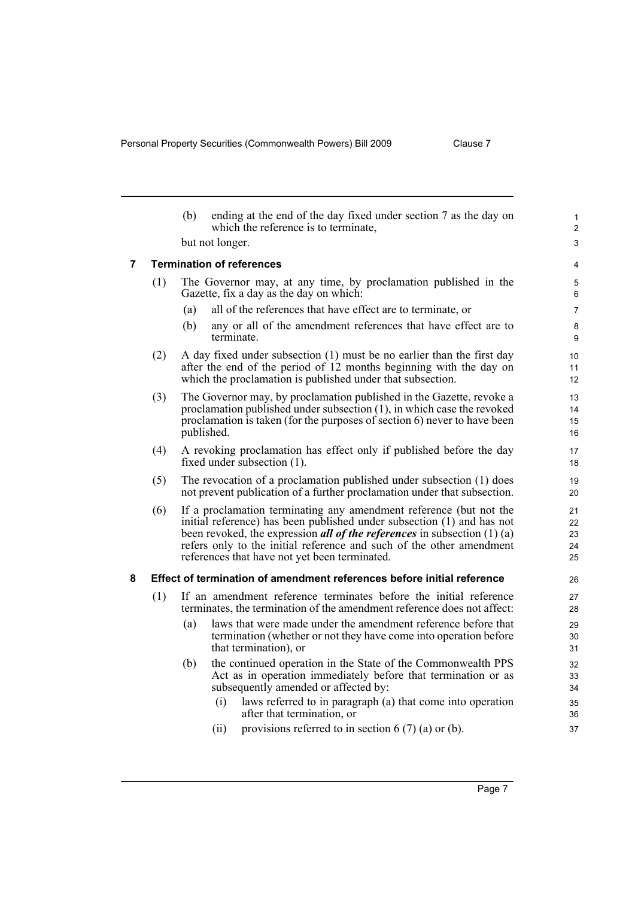(b) ending at the end of the day fixed under section 7 as the day on which the reference is to terminate,

but not longer.

## 7 Termination of references

(1) The Governor may, at any time, by proclamation published in the Gazette, fix a day as the day on which:

(a) all of the references that have effect are to terminate, or

(b) any or all of the amendment references that have effect are to terminate.

(2) A day fixed under subsection (1) must be no earlier than the first day after the end of the period of 12 months beginning with the day on which the proclamation is published under that subsection.

(3) The Governor may, by proclamation published in the Gazette, revoke a proclamation published under subsection (1), in which case the revoked proclamation is taken (for the purposes of section 6) never to have been published.

(4) A revoking proclamation has effect only if published before the day fixed under subsection (1).

(5) The revocation of a proclamation published under subsection (1) does not prevent publication of a further proclamation under that subsection.

(6) If a proclamation terminating any amendment reference (but not the initial reference) has been published under subsection (1) and has not been revoked, the expression ***all of the references*** in subsection (1) (a) refers only to the initial reference and such of the other amendment references that have not yet been terminated.

## 8 Effect of termination of amendment references before initial reference

(1) If an amendment reference terminates before the initial reference terminates, the termination of the amendment reference does not affect:

(a) laws that were made under the amendment reference before that termination (whether or not they have come into operation before that termination), or

(b) the continued operation in the State of the Commonwealth PPS Act as in operation immediately before that termination or as subsequently amended or affected by:

(i) laws referred to in paragraph (a) that come into operation after that termination, or

(ii) provisions referred to in section 6 (7) (a) or (b).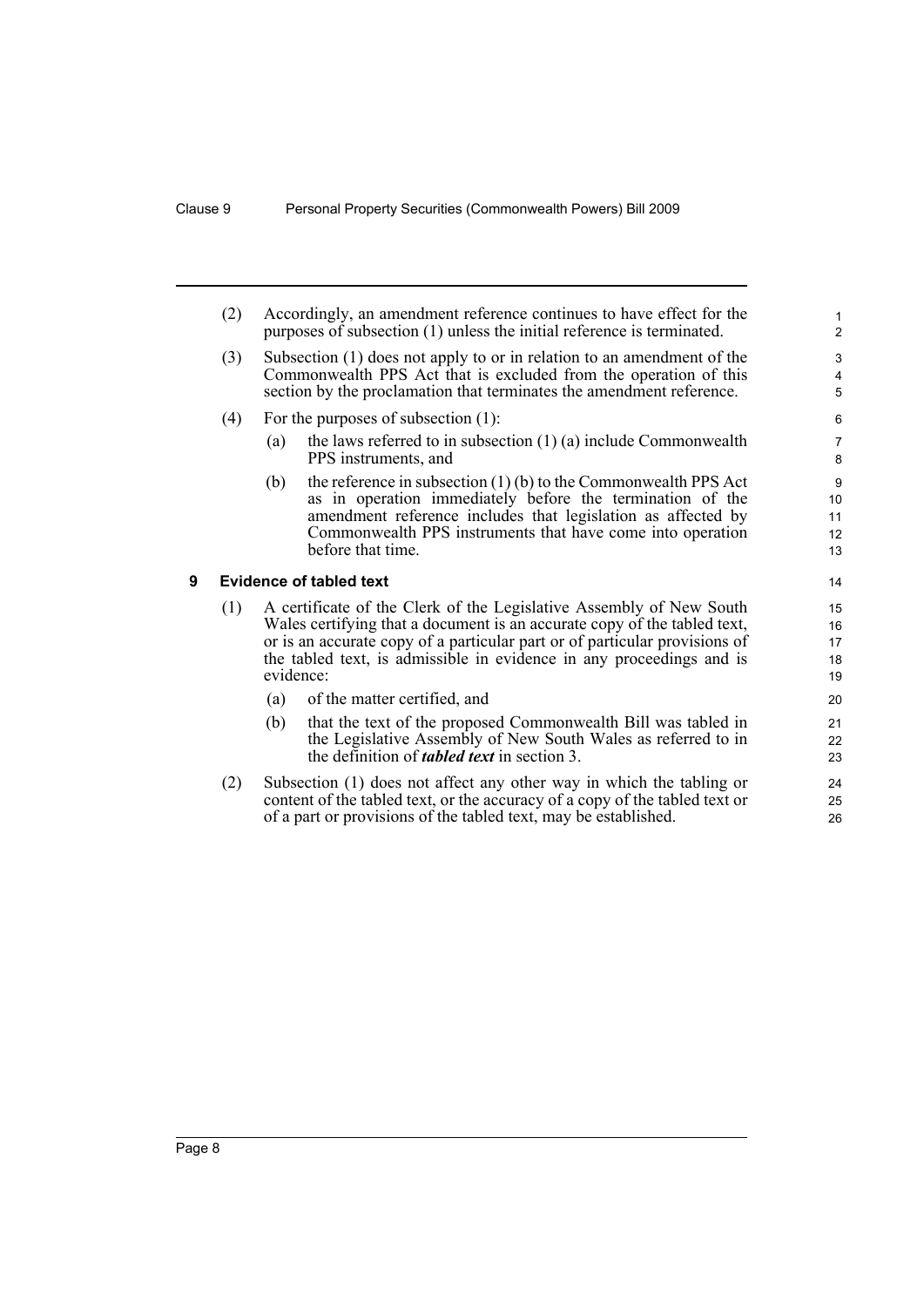(2) Accordingly, an amendment reference continues to have effect for the purposes of subsection (1) unless the initial reference is terminated.

(3) Subsection (1) does not apply to or in relation to an amendment of the Commonwealth PPS Act that is excluded from the operation of this section by the proclamation that terminates the amendment reference.

(4) For the purposes of subsection (1):

(a) the laws referred to in subsection (1) (a) include Commonwealth PPS instruments, and

(b) the reference in subsection (1) (b) to the Commonwealth PPS Act as in operation immediately before the termination of the amendment reference includes that legislation as affected by Commonwealth PPS instruments that have come into operation before that time.

## 9 Evidence of tabled text

(1) A certificate of the Clerk of the Legislative Assembly of New South Wales certifying that a document is an accurate copy of the tabled text, or is an accurate copy of a particular part or of particular provisions of the tabled text, is admissible in evidence in any proceedings and is evidence:

(a) of the matter certified, and

(b) that the text of the proposed Commonwealth Bill was tabled in the Legislative Assembly of New South Wales as referred to in the definition of ***tabled text*** in section 3.

(2) Subsection (1) does not affect any other way in which the tabling or content of the tabled text, or the accuracy of a copy of the tabled text or of a part or provisions of the tabled text, may be established.